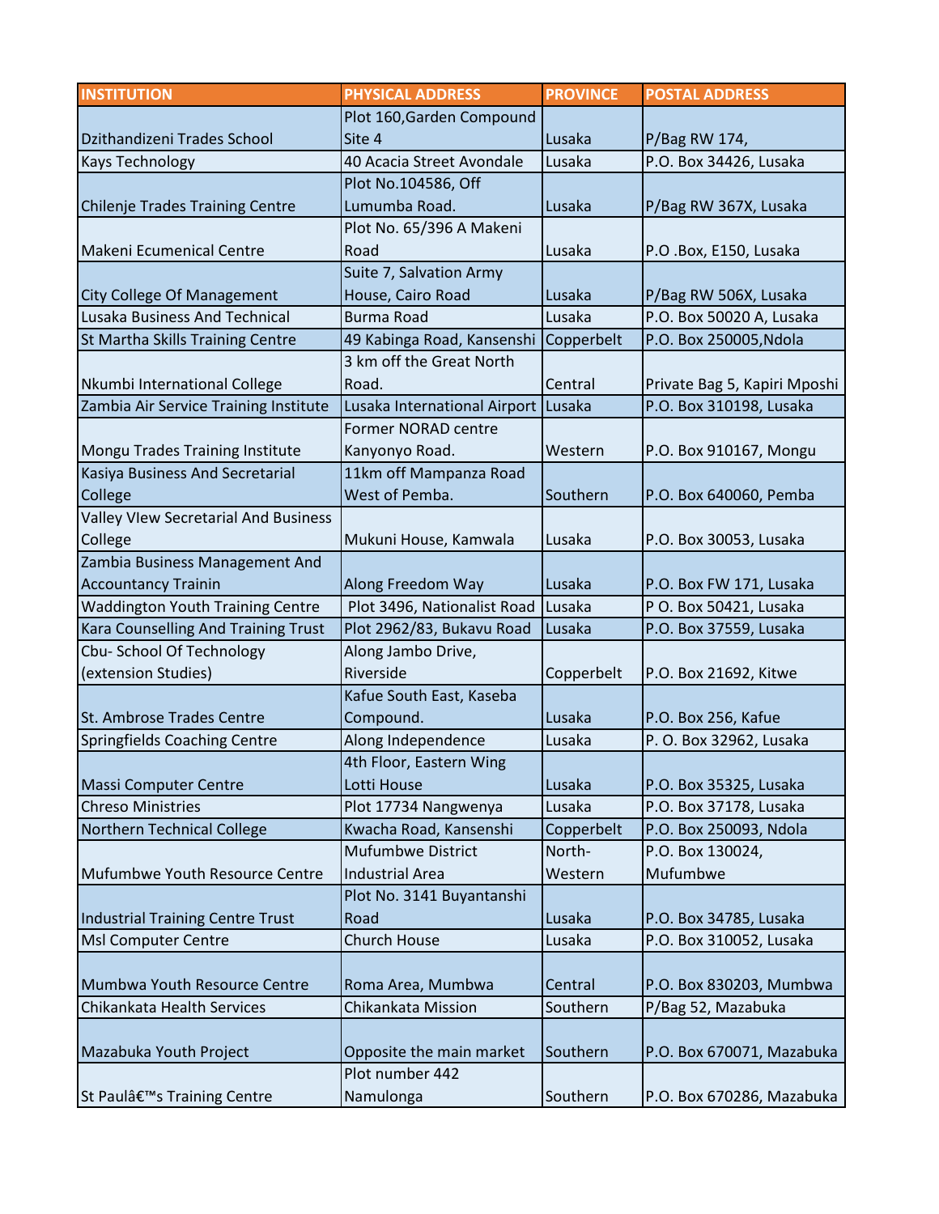| INSTITUTION | PHYSICAL ADDRESS | PROVINCE | POSTAL ADDRESS |
|---|---|---|---|
| Dzithandizeni Trades School | Plot 160,Garden Compound Site 4 | Lusaka | P/Bag RW 174, |
| Kays Technology | 40 Acacia Street Avondale | Lusaka | P.O. Box 34426, Lusaka |
| Chilenje Trades Training Centre | Plot No.104586, Off Lumumba Road. | Lusaka | P/Bag RW 367X, Lusaka |
| Makeni Ecumenical Centre | Plot No. 65/396 A Makeni Road | Lusaka | P.O .Box, E150, Lusaka |
| City College Of Management | Suite 7, Salvation Army House, Cairo Road | Lusaka | P/Bag RW 506X, Lusaka |
| Lusaka Business And Technical | Burma Road | Lusaka | P.O. Box 50020 A, Lusaka |
| St Martha Skills Training Centre | 49 Kabinga Road, Kansenshi | Copperbelt | P.O. Box 250005,Ndola |
| Nkumbi International College | 3 km off the Great North Road. | Central | Private Bag 5, Kapiri Mposhi |
| Zambia Air Service Training Institute | Lusaka International Airport | Lusaka | P.O. Box 310198, Lusaka |
| Mongu Trades Training Institute | Former NORAD centre Kanyonyo Road. | Western | P.O. Box 910167, Mongu |
| Kasiya Business And Secretarial College | 11km off Mampanza Road West of Pemba. | Southern | P.O. Box 640060, Pemba |
| Valley VIew Secretarial And Business College | Mukuni House, Kamwala | Lusaka | P.O. Box 30053, Lusaka |
| Zambia Business Management And Accountancy Trainin | Along Freedom Way | Lusaka | P.O. Box FW 171, Lusaka |
| Waddington Youth Training Centre | Plot 3496, Nationalist Road | Lusaka | P O. Box 50421, Lusaka |
| Kara Counselling And Training Trust | Plot 2962/83, Bukavu Road | Lusaka | P.O. Box 37559, Lusaka |
| Cbu- School Of Technology (extension Studies) | Along Jambo Drive, Riverside | Copperbelt | P.O. Box 21692, Kitwe |
| St. Ambrose Trades Centre | Kafue South East, Kaseba Compound. | Lusaka | P.O. Box 256, Kafue |
| Springfields Coaching Centre | Along Independence | Lusaka | P. O. Box 32962, Lusaka |
| Massi Computer Centre | 4th Floor, Eastern Wing Lotti House | Lusaka | P.O. Box 35325, Lusaka |
| Chreso Ministries | Plot 17734 Nangwenya | Lusaka | P.O. Box 37178, Lusaka |
| Northern Technical College | Kwacha Road, Kansenshi | Copperbelt | P.O. Box 250093, Ndola |
| Mufumbwe Youth Resource Centre | Mufumbwe District Industrial Area | North-Western | P.O. Box 130024, Mufumbwe |
| Industrial Training Centre Trust | Plot No. 3141 Buyantanshi Road | Lusaka | P.O. Box 34785, Lusaka |
| Msl Computer Centre | Church House | Lusaka | P.O. Box 310052, Lusaka |
| Mumbwa Youth Resource Centre | Roma Area, Mumbwa | Central | P.O. Box 830203, Mumbwa |
| Chikankata Health Services | Chikankata Mission | Southern | P/Bag 52, Mazabuka |
| Mazabuka Youth Project | Opposite the main market | Southern | P.O. Box 670071, Mazabuka |
| St Paulâ€™s Training Centre | Plot number 442 Namulonga | Southern | P.O. Box 670286, Mazabuka |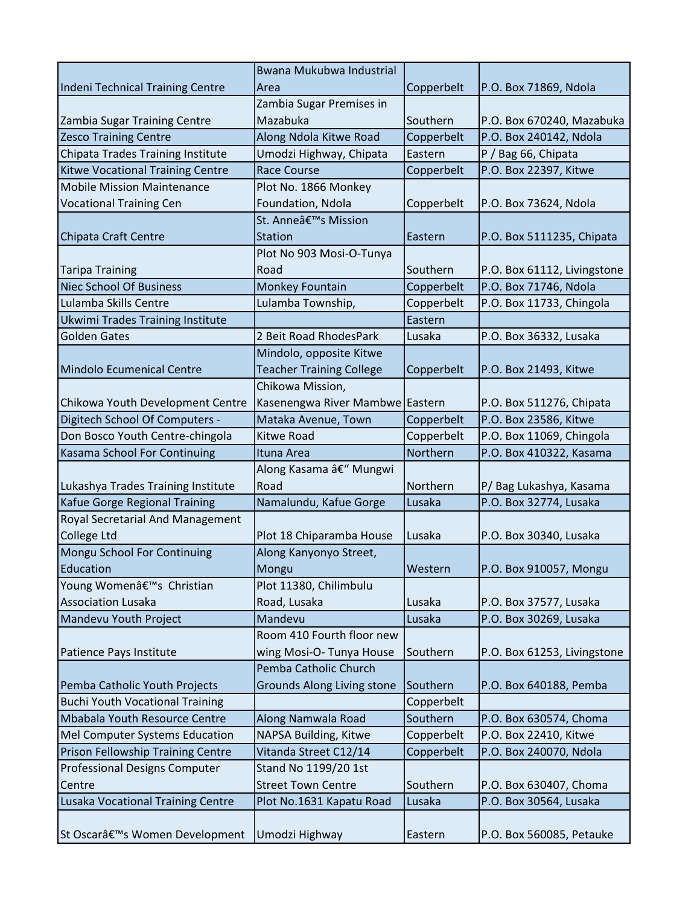| Indeni Technical Training Centre | Bwana Mukubwa Industrial Area | Copperbelt | P.O. Box 71869, Ndola |
|---|---|---|---|
| Zambia Sugar Training Centre | Zambia Sugar Premises in Mazabuka | Southern | P.O. Box 670240, Mazabuka |
| Zesco Training Centre | Along Ndola Kitwe Road | Copperbelt | P.O. Box 240142, Ndola |
| Chipata Trades Training Institute | Umodzi Highway, Chipata | Eastern | P / Bag 66, Chipata |
| Kitwe Vocational Training Centre | Race Course | Copperbelt | P.O. Box 22397, Kitwe |
| Mobile Mission Maintenance Vocational Training Cen | Plot No. 1866 Monkey Foundation, Ndola | Copperbelt | P.O. Box 73624, Ndola |
| Chipata Craft Centre | St. Anneâ€™s Mission Station | Eastern | P.O. Box 5111235, Chipata |
| Taripa Training | Plot No 903 Mosi-O-Tunya Road | Southern | P.O. Box 61112, Livingstone |
| Niec School Of Business | Monkey Fountain | Copperbelt | P.O. Box 71746, Ndola |
| Lulamba Skills Centre | Lulamba Township, | Copperbelt | P.O. Box 11733, Chingola |
| Ukwimi Trades Training Institute | | Eastern | |
| Golden Gates | 2 Beit Road RhodesPark | Lusaka | P.O. Box 36332, Lusaka |
| Mindolo Ecumenical Centre | Mindolo, opposite Kitwe Teacher Training College | Copperbelt | P.O. Box 21493, Kitwe |
| Chikowa Youth Development Centre | Chikowa Mission, Kasenengwa River Mambwe | Eastern | P.O. Box 511276, Chipata |
| Digitech School Of Computers - | Mataka Avenue, Town | Copperbelt | P.O. Box 23586, Kitwe |
| Don Bosco Youth Centre-chingola | Kitwe Road | Copperbelt | P.O. Box 11069, Chingola |
| Kasama School For Continuing | Ituna Area | Northern | P.O. Box 410322, Kasama |
| Lukashya Trades Training Institute | Along Kasama â€“ Mungwi Road | Northern | P/ Bag Lukashya, Kasama |
| Kafue Gorge Regional Training | Namalundu, Kafue Gorge | Lusaka | P.O. Box 32774, Lusaka |
| Royal Secretarial And Management College Ltd | Plot 18 Chiparamba House | Lusaka | P.O. Box 30340, Lusaka |
| Mongu School For Continuing Education | Along Kanyonyo Street, Mongu | Western | P.O. Box 910057, Mongu |
| Young Womenâ€™s Christian Association Lusaka | Plot 11380, Chilimbulu Road, Lusaka | Lusaka | P.O. Box 37577, Lusaka |
| Mandevu Youth Project | Mandevu | Lusaka | P.O. Box 30269, Lusaka |
| Patience Pays Institute | Room 410 Fourth floor new wing Mosi-O- Tunya House | Southern | P.O. Box 61253, Livingstone |
| Pemba Catholic Youth Projects | Pemba Catholic Church Grounds Along Living stone | Southern | P.O. Box 640188, Pemba |
| Buchi Youth Vocational Training | | Copperbelt | |
| Mbabala Youth Resource Centre | Along Namwala Road | Southern | P.O. Box 630574, Choma |
| Mel Computer Systems Education | NAPSA Building, Kitwe | Copperbelt | P.O. Box 22410, Kitwe |
| Prison Fellowship Training Centre | Vitanda Street C12/14 | Copperbelt | P.O. Box 240070, Ndola |
| Professional Designs Computer Centre | Stand No 1199/20 1st Street Town Centre | Southern | P.O. Box 630407, Choma |
| Lusaka Vocational Training Centre | Plot No.1631 Kapatu Road | Lusaka | P.O. Box 30564, Lusaka |
| St Oscarâ€™s Women Development | Umodzi Highway | Eastern | P.O. Box 560085, Petauke |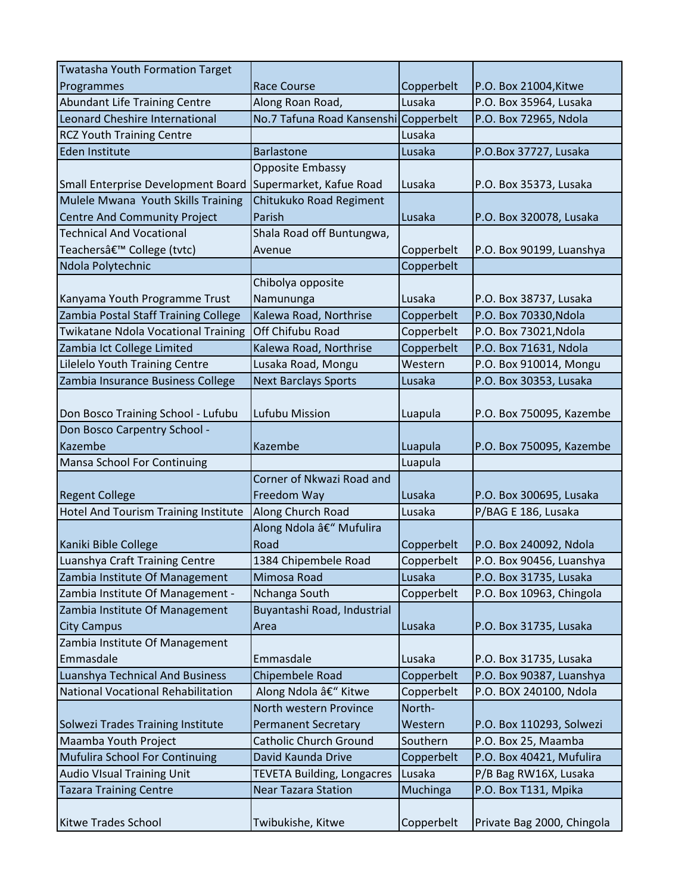| | | | |
|---|---|---|---|
| Twatasha Youth Formation Target Programmes | Race Course | Copperbelt | P.O. Box 21004,Kitwe |
| Abundant Life Training Centre | Along Roan Road, | Lusaka | P.O. Box 35964, Lusaka |
| Leonard Cheshire International | No.7 Tafuna Road Kansenshi | Copperbelt | P.O. Box 72965, Ndola |
| RCZ Youth Training Centre | | Lusaka | |
| Eden Institute | Barlastone | Lusaka | P.O.Box 37727, Lusaka |
| Small Enterprise Development Board | Opposite Embassy Supermarket, Kafue Road | Lusaka | P.O. Box 35373, Lusaka |
| Mulele Mwana Youth Skills Training Centre And Community Project | Chitukuko Road Regiment Parish | Lusaka | P.O. Box 320078, Lusaka |
| Technical And Vocational Teachersâ€™ College (tvtc) | Shala Road off Buntungwa, Avenue | Copperbelt | P.O. Box 90199, Luanshya |
| Ndola Polytechnic | | Copperbelt | |
| Kanyama Youth Programme Trust | Chibolya opposite Namununga | Lusaka | P.O. Box 38737, Lusaka |
| Zambia Postal Staff Training College | Kalewa Road, Northrise | Copperbelt | P.O. Box 70330,Ndola |
| Twikatane Ndola Vocational Training | Off Chifubu Road | Copperbelt | P.O. Box 73021,Ndola |
| Zambia Ict College Limited | Kalewa Road, Northrise | Copperbelt | P.O. Box 71631, Ndola |
| Lilelelo Youth Training Centre | Lusaka Road, Mongu | Western | P.O. Box 910014, Mongu |
| Zambia Insurance Business College | Next Barclays Sports | Lusaka | P.O. Box 30353, Lusaka |
| Don Bosco Training School - Lufubu | Lufubu Mission | Luapula | P.O. Box 750095, Kazembe |
| Don Bosco Carpentry School - Kazembe | Kazembe | Luapula | P.O. Box 750095, Kazembe |
| Mansa School For Continuing | | Luapula | |
| Regent College | Corner of Nkwazi Road and Freedom Way | Lusaka | P.O. Box 300695, Lusaka |
| Hotel And Tourism Training Institute | Along Church Road | Lusaka | P/BAG E 186, Lusaka |
| Kaniki Bible College | Along Ndola â€“ Mufulira Road | Copperbelt | P.O. Box 240092, Ndola |
| Luanshya Craft Training Centre | 1384 Chipembele Road | Copperbelt | P.O. Box 90456, Luanshya |
| Zambia Institute Of Management | Mimosa Road | Lusaka | P.O. Box 31735, Lusaka |
| Zambia Institute Of Management - | Nchanga South | Copperbelt | P.O. Box 10963, Chingola |
| Zambia Institute Of Management City Campus | Buyantashi Road, Industrial Area | Lusaka | P.O. Box 31735, Lusaka |
| Zambia Institute Of Management Emmasdale | Emmasdale | Lusaka | P.O. Box 31735, Lusaka |
| Luanshya Technical And Business | Chipembele Road | Copperbelt | P.O. Box 90387, Luanshya |
| National Vocational Rehabilitation | Along Ndola â€“ Kitwe | Copperbelt | P.O. BOX 240100, Ndola |
| Solwezi Trades Training Institute | North western Province Permanent Secretary | North-Western | P.O. Box 110293, Solwezi |
| Maamba Youth Project | Catholic Church Ground | Southern | P.O. Box 25, Maamba |
| Mufulira School For Continuing | David Kaunda Drive | Copperbelt | P.O. Box 40421, Mufulira |
| Audio VIsual Training Unit | TEVETA Building, Longacres | Lusaka | P/B Bag RW16X, Lusaka |
| Tazara Training Centre | Near Tazara Station | Muchinga | P.O. Box T131, Mpika |
| Kitwe Trades School | Twibukishe, Kitwe | Copperbelt | Private Bag 2000, Chingola |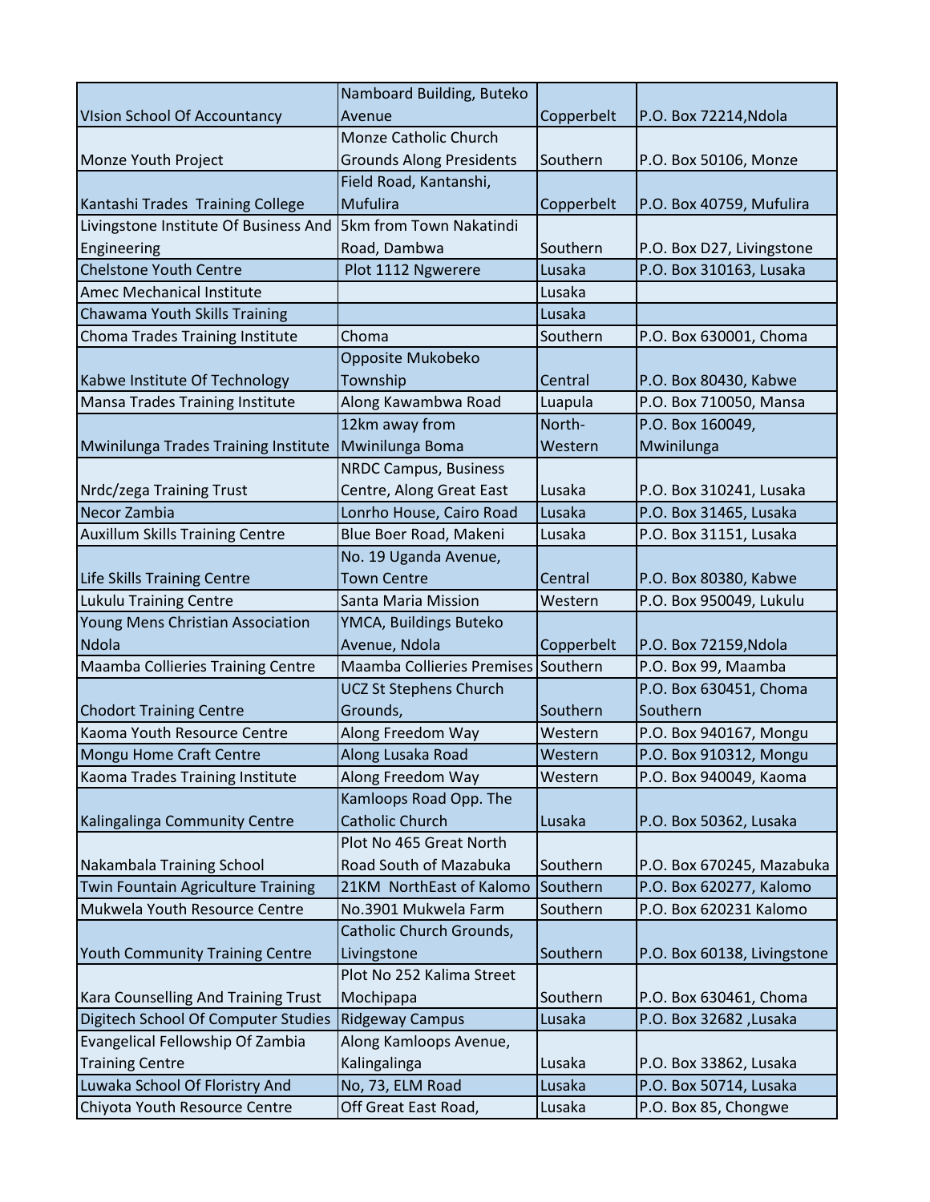| | | | |
|---|---|---|---|
| VIsion School Of Accountancy | Namboard Building, Buteko Avenue | Copperbelt | P.O. Box 72214,Ndola |
| Monze Youth Project | Monze Catholic Church Grounds Along Presidents | Southern | P.O. Box 50106, Monze |
| Kantashi Trades Training College | Field Road, Kantanshi, Mufulira | Copperbelt | P.O. Box 40759, Mufulira |
| Livingstone Institute Of Business And Engineering | 5km from Town Nakatindi Road, Dambwa | Southern | P.O. Box D27, Livingstone |
| Chelstone Youth Centre | Plot 1112 Ngwerere | Lusaka | P.O. Box 310163, Lusaka |
| Amec Mechanical Institute | | Lusaka | |
| Chawama Youth Skills Training | | Lusaka | |
| Choma Trades Training Institute | Choma | Southern | P.O. Box 630001, Choma |
| Kabwe Institute Of Technology | Opposite Mukobeko Township | Central | P.O. Box 80430, Kabwe |
| Mansa Trades Training Institute | Along Kawambwa Road | Luapula | P.O. Box 710050, Mansa |
| Mwinilunga Trades Training Institute | 12km away from Mwinilunga Boma | North-Western | P.O. Box 160049, Mwinilunga |
| Nrdc/zega Training Trust | NRDC Campus, Business Centre, Along Great East | Lusaka | P.O. Box 310241, Lusaka |
| Necor Zambia | Lonrho House, Cairo Road | Lusaka | P.O. Box 31465, Lusaka |
| Auxillum Skills Training Centre | Blue Boer Road, Makeni | Lusaka | P.O. Box 31151, Lusaka |
| Life Skills Training Centre | No. 19 Uganda Avenue, Town Centre | Central | P.O. Box 80380, Kabwe |
| Lukulu Training Centre | Santa Maria Mission | Western | P.O. Box 950049, Lukulu |
| Young Mens Christian Association Ndola | YMCA, Buildings Buteko Avenue, Ndola | Copperbelt | P.O. Box 72159,Ndola |
| Maamba Collieries Training Centre | Maamba Collieries Premises | Southern | P.O. Box 99, Maamba |
| Chodort Training Centre | UCZ St Stephens Church Grounds, | Southern | P.O. Box 630451, Choma Southern |
| Kaoma Youth Resource Centre | Along Freedom Way | Western | P.O. Box 940167, Mongu |
| Mongu Home Craft Centre | Along Lusaka Road | Western | P.O. Box 910312, Mongu |
| Kaoma Trades Training Institute | Along Freedom Way | Western | P.O. Box 940049, Kaoma |
| Kalingalinga Community Centre | Kamloops Road Opp. The Catholic Church | Lusaka | P.O. Box 50362, Lusaka |
| Nakambala Training School | Plot No 465 Great North Road South of Mazabuka | Southern | P.O. Box 670245, Mazabuka |
| Twin Fountain Agriculture Training | 21KM NorthEast of Kalomo | Southern | P.O. Box 620277, Kalomo |
| Mukwela Youth Resource Centre | No.3901 Mukwela Farm | Southern | P.O. Box 620231 Kalomo |
| Youth Community Training Centre | Catholic Church Grounds, Livingstone | Southern | P.O. Box 60138, Livingstone |
| Kara Counselling And Training Trust | Plot No 252 Kalima Street Mochipapa | Southern | P.O. Box 630461, Choma |
| Digitech School Of Computer Studies | Ridgeway Campus | Lusaka | P.O. Box 32682 ,Lusaka |
| Evangelical Fellowship Of Zambia Training Centre | Along Kamloops Avenue, Kalingalinga | Lusaka | P.O. Box 33862, Lusaka |
| Luwaka School Of Floristry And | No, 73, ELM Road | Lusaka | P.O. Box 50714, Lusaka |
| Chiyota Youth Resource Centre | Off Great East Road, | Lusaka | P.O. Box 85, Chongwe |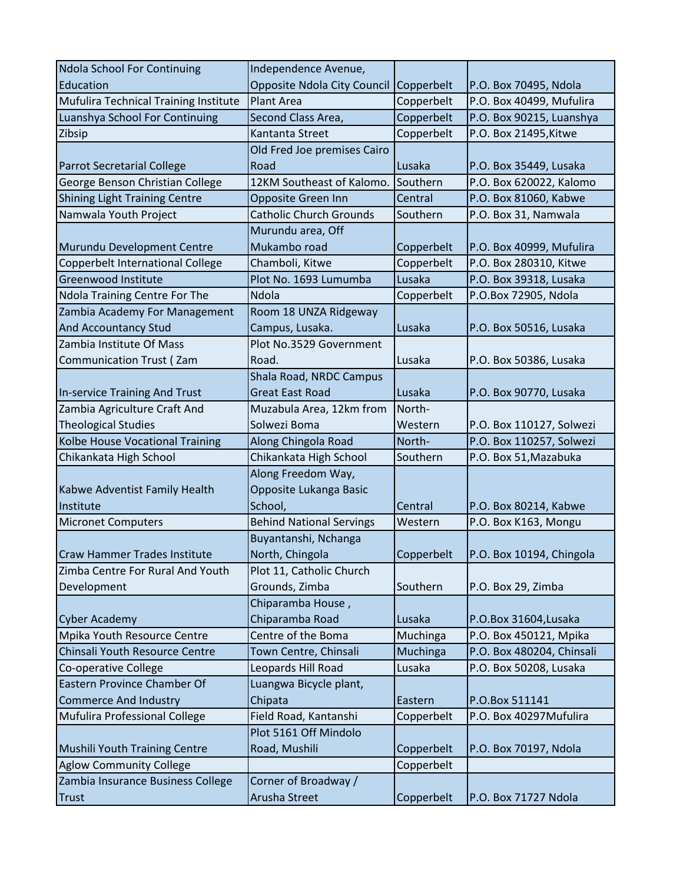| | | | |
|---|---|---|---|
| Ndola School For Continuing Education | Independence Avenue, Opposite Ndola City Council | Copperbelt | P.O. Box 70495, Ndola |
| Mufulira Technical Training Institute | Plant Area | Copperbelt | P.O. Box 40499, Mufulira |
| Luanshya School For Continuing | Second Class Area, | Copperbelt | P.O. Box 90215, Luanshya |
| Zibsip | Kantanta Street | Copperbelt | P.O. Box 21495,Kitwe |
| Parrot Secretarial College | Old Fred Joe premises Cairo Road | Lusaka | P.O. Box 35449, Lusaka |
| George Benson Christian College | 12KM Southeast of Kalomo. | Southern | P.O. Box 620022, Kalomo |
| Shining Light Training Centre | Opposite Green Inn | Central | P.O. Box 81060, Kabwe |
| Namwala Youth Project | Catholic Church Grounds | Southern | P.O. Box 31, Namwala |
| Murundu Development Centre | Murundu area, Off Mukambo road | Copperbelt | P.O. Box 40999, Mufulira |
| Copperbelt International College | Chamboli, Kitwe | Copperbelt | P.O. Box 280310, Kitwe |
| Greenwood Institute | Plot No. 1693 Lumumba | Lusaka | P.O. Box 39318, Lusaka |
| Ndola Training Centre For The | Ndola | Copperbelt | P.O.Box 72905, Ndola |
| Zambia Academy For Management And Accountancy Stud | Room 18 UNZA Ridgeway Campus, Lusaka. | Lusaka | P.O. Box 50516, Lusaka |
| Zambia Institute Of Mass Communication Trust ( Zam | Plot No.3529 Government Road. | Lusaka | P.O. Box 50386, Lusaka |
| In-service Training And Trust | Shala Road, NRDC Campus Great East Road | Lusaka | P.O. Box 90770, Lusaka |
| Zambia Agriculture Craft And Theological Studies | Muzabula Area, 12km from Solwezi Boma | North-Western | P.O. Box 110127, Solwezi |
| Kolbe House Vocational Training | Along Chingola Road | North- | P.O. Box 110257, Solwezi |
| Chikankata High School | Chikankata High School | Southern | P.O. Box 51,Mazabuka |
| Kabwe Adventist Family Health Institute | Along Freedom Way, Opposite Lukanga Basic School, | Central | P.O. Box 80214, Kabwe |
| Micronet Computers | Behind National Servings | Western | P.O. Box K163, Mongu |
| Craw Hammer Trades Institute | Buyantanshi, Nchanga North, Chingola | Copperbelt | P.O. Box 10194, Chingola |
| Zimba Centre For Rural And Youth Development | Plot 11, Catholic Church Grounds, Zimba | Southern | P.O. Box 29, Zimba |
| Cyber Academy | Chiparamba House , Chiparamba Road | Lusaka | P.O.Box 31604,Lusaka |
| Mpika Youth Resource Centre | Centre of the Boma | Muchinga | P.O. Box 450121, Mpika |
| Chinsali Youth Resource Centre | Town Centre, Chinsali | Muchinga | P.O. Box 480204, Chinsali |
| Co-operative College | Leopards Hill Road | Lusaka | P.O. Box 50208, Lusaka |
| Eastern Province Chamber Of Commerce And Industry | Luangwa Bicycle plant, Chipata | Eastern | P.O.Box 511141 |
| Mufulira Professional College | Field Road, Kantanshi | Copperbelt | P.O. Box 40297Mufulira |
| Mushili Youth Training Centre | Plot 5161 Off Mindolo Road, Mushili | Copperbelt | P.O. Box 70197, Ndola |
| Aglow Community College | | Copperbelt | |
| Zambia Insurance Business College Trust | Corner of Broadway / Arusha Street | Copperbelt | P.O. Box 71727 Ndola |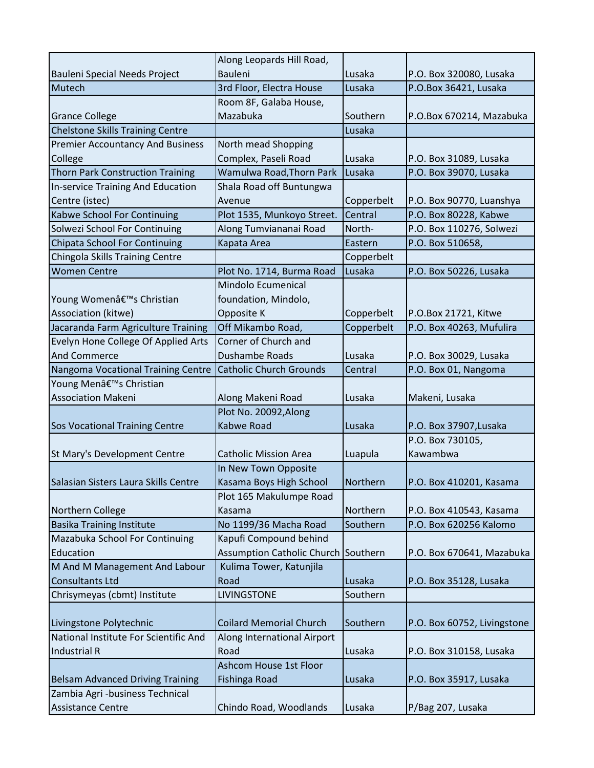| | | | |
|---|---|---|---|
| Bauleni Special Needs Project | Along Leopards Hill Road, Bauleni | Lusaka | P.O. Box 320080, Lusaka |
| Mutech | 3rd Floor, Electra House | Lusaka | P.O.Box 36421, Lusaka |
| Grance College | Room 8F, Galaba House, Mazabuka | Southern | P.O.Box 670214, Mazabuka |
| Chelstone Skills Training Centre | | Lusaka | |
| Premier Accountancy And Business College | North mead Shopping Complex, Paseli Road | Lusaka | P.O. Box 31089, Lusaka |
| Thorn Park Construction Training | Wamulwa Road,Thorn Park | Lusaka | P.O. Box 39070, Lusaka |
| In-service Training And Education Centre (istec) | Shala Road off Buntungwa Avenue | Copperbelt | P.O. Box 90770, Luanshya |
| Kabwe School For Continuing | Plot 1535, Munkoyo Street. | Central | P.O. Box 80228, Kabwe |
| Solwezi School For Continuing | Along Tumviananai Road | North- | P.O. Box 110276, Solwezi |
| Chipata School For Continuing | Kapata Area | Eastern | P.O. Box 510658, |
| Chingola Skills Training Centre | | Copperbelt | |
| Women Centre | Plot No. 1714, Burma Road | Lusaka | P.O. Box 50226, Lusaka |
| Young Womenâ€™s Christian Association (kitwe) | Mindolo Ecumenical foundation, Mindolo, Opposite K | Copperbelt | P.O.Box 21721, Kitwe |
| Jacaranda Farm Agriculture Training | Off Mikambo Road, | Copperbelt | P.O. Box 40263, Mufulira |
| Evelyn Hone College Of Applied Arts And Commerce | Corner of Church and Dushambe Roads | Lusaka | P.O. Box 30029, Lusaka |
| Nangoma Vocational Training Centre | Catholic Church Grounds | Central | P.O. Box 01, Nangoma |
| Young Menâ€™s Christian Association Makeni | Along Makeni Road | Lusaka | Makeni, Lusaka |
| Sos Vocational Training Centre | Plot No. 20092,Along Kabwe Road | Lusaka | P.O. Box 37907,Lusaka |
| St Mary's Development Centre | Catholic Mission Area | Luapula | P.O. Box 730105, Kawambwa |
| Salasian Sisters Laura Skills Centre | In New Town Opposite Kasama Boys High School | Northern | P.O. Box 410201, Kasama |
| Northern College | Plot 165 Makulumpe Road Kasama | Northern | P.O. Box 410543, Kasama |
| Basika Training Institute | No 1199/36 Macha Road | Southern | P.O. Box 620256 Kalomo |
| Mazabuka School For Continuing Education | Kapufi Compound behind Assumption Catholic Church | Southern | P.O. Box 670641, Mazabuka |
| M And M Management And Labour Consultants Ltd | Kulima Tower, Katunjila Road | Lusaka | P.O. Box 35128, Lusaka |
| Chrisymeyas (cbmt) Institute | LIVINGSTONE | Southern | |
| Livingstone Polytechnic | Coilard Memorial Church | Southern | P.O. Box 60752, Livingstone |
| National Institute For Scientific And Industrial R | Along International Airport Road | Lusaka | P.O. Box 310158, Lusaka |
| Belsam Advanced Driving Training | Ashcom House 1st Floor Fishinga Road | Lusaka | P.O. Box 35917, Lusaka |
| Zambia Agri -business Technical Assistance Centre | Chindo Road, Woodlands | Lusaka | P/Bag 207, Lusaka |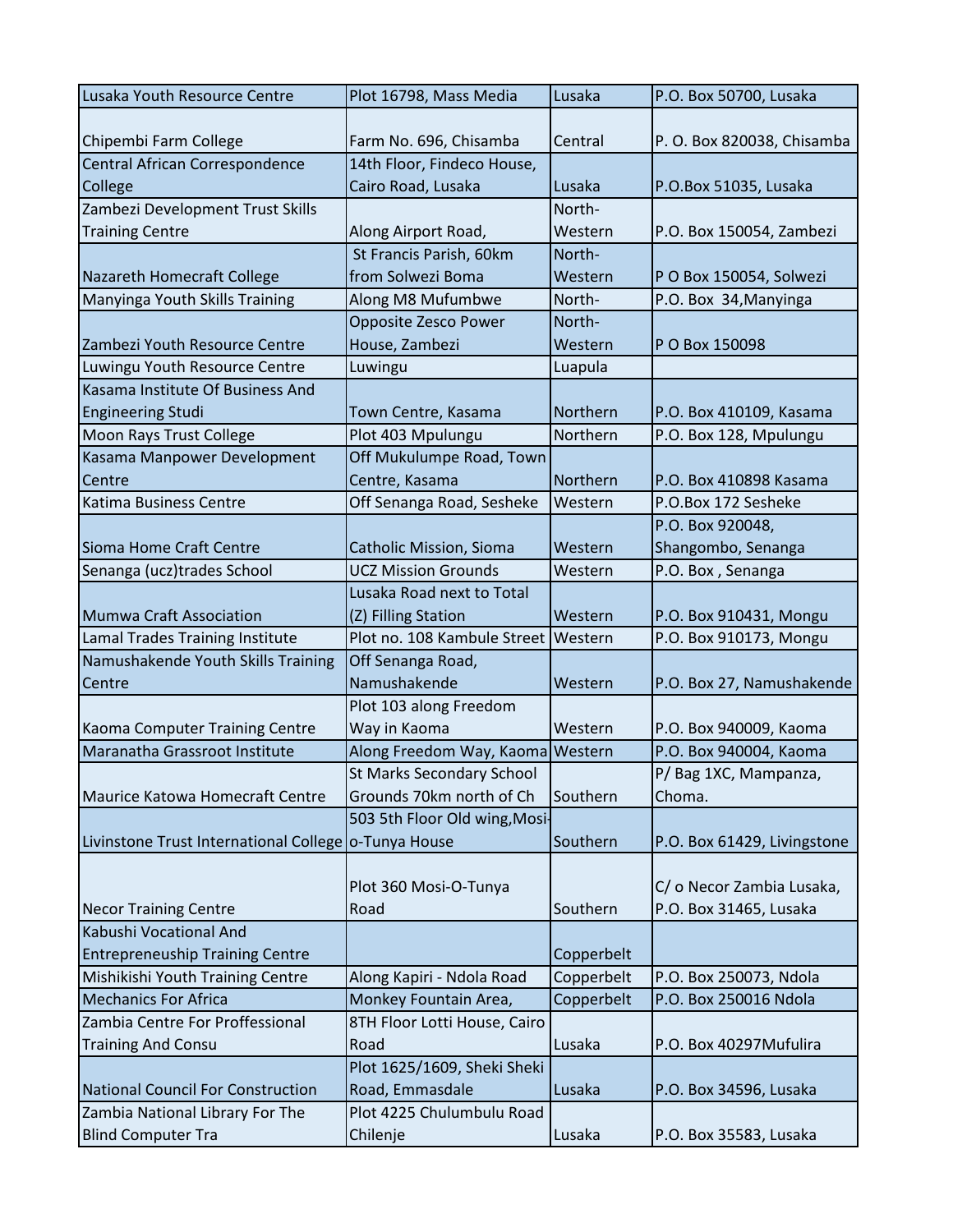| | | | |
|---|---|---|---|
| Lusaka Youth Resource Centre | Plot 16798, Mass Media | Lusaka | P.O. Box 50700, Lusaka |
| Chipembi Farm College | Farm No. 696, Chisamba | Central | P. O. Box 820038, Chisamba |
| Central African Correspondence College | 14th Floor, Findeco House, Cairo Road, Lusaka | Lusaka | P.O.Box 51035, Lusaka |
| Zambezi Development Trust Skills Training Centre | Along Airport Road, | North-Western | P.O. Box 150054, Zambezi |
| Nazareth Homecraft College | St Francis Parish, 60km from Solwezi Boma | North-Western | P O Box 150054, Solwezi |
| Manyinga Youth Skills Training | Along M8 Mufumbwe | North- | P.O. Box 34,Manyinga |
| Zambezi Youth Resource Centre | Opposite Zesco Power House, Zambezi | North-Western | P O Box 150098 |
| Luwingu Youth Resource Centre | Luwingu | Luapula | |
| Kasama Institute Of Business And Engineering Studi | Town Centre, Kasama | Northern | P.O. Box 410109, Kasama |
| Moon Rays Trust College | Plot 403 Mpulungu | Northern | P.O. Box 128, Mpulungu |
| Kasama Manpower Development Centre | Off Mukulumpe Road, Town Centre, Kasama | Northern | P.O. Box 410898 Kasama |
| Katima Business Centre | Off Senanga Road, Sesheke | Western | P.O.Box 172 Sesheke |
| Sioma Home Craft Centre | Catholic Mission, Sioma | Western | P.O. Box 920048, Shangombo, Senanga |
| Senanga (ucz)trades School | UCZ Mission Grounds | Western | P.O. Box , Senanga |
| Mumwa Craft Association | Lusaka Road next to Total (Z) Filling Station | Western | P.O. Box 910431, Mongu |
| Lamal Trades Training Institute | Plot no. 108 Kambule Street | Western | P.O. Box 910173, Mongu |
| Namushakende Youth Skills Training Centre | Off Senanga Road, Namushakende | Western | P.O. Box 27, Namushakende |
| Kaoma Computer Training Centre | Plot 103 along Freedom Way in Kaoma | Western | P.O. Box 940009, Kaoma |
| Maranatha Grassroot Institute | Along Freedom Way, Kaoma | Western | P.O. Box 940004, Kaoma |
| Maurice Katowa Homecraft Centre | St Marks Secondary School Grounds 70km north of Ch | Southern | P/ Bag 1XC, Mampanza, Choma. |
| Livinstone Trust International College | 503 5th Floor Old wing,Mosi-o-Tunya House | Southern | P.O. Box 61429, Livingstone |
| Necor Training Centre | Plot 360 Mosi-O-Tunya Road | Southern | C/ o Necor Zambia Lusaka, P.O. Box 31465, Lusaka |
| Kabushi Vocational And Entrepreneuship Training Centre | | Copperbelt | |
| Mishikishi Youth Training Centre | Along Kapiri - Ndola Road | Copperbelt | P.O. Box 250073, Ndola |
| Mechanics For Africa | Monkey Fountain Area, | Copperbelt | P.O. Box 250016 Ndola |
| Zambia Centre For Proffessional Training And Consu | 8TH Floor Lotti House, Cairo Road | Lusaka | P.O. Box 40297Mufulira |
| National Council For Construction | Plot 1625/1609, Sheki Sheki Road, Emmasdale | Lusaka | P.O. Box 34596, Lusaka |
| Zambia National Library For The Blind Computer Tra | Plot 4225 Chulumbulu Road Chilenje | Lusaka | P.O. Box 35583, Lusaka |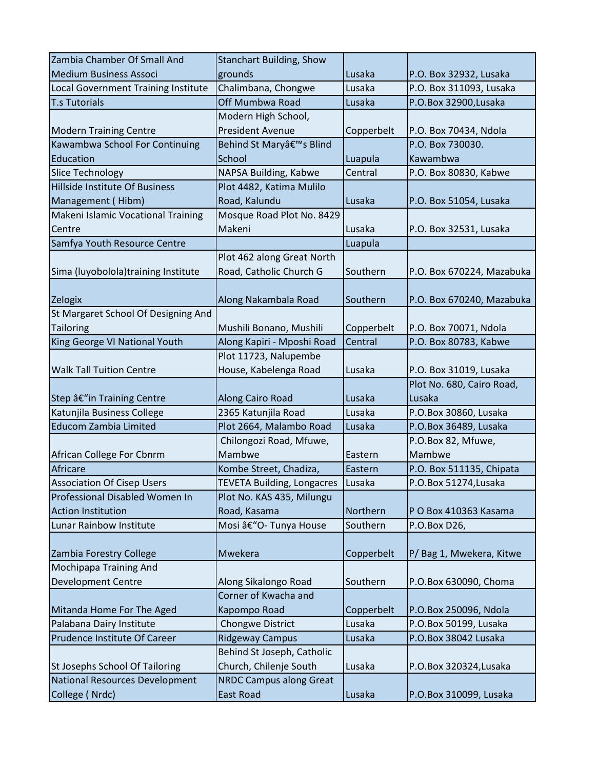| Zambia Chamber Of Small And Medium Business Associ | Stanchart Building, Show grounds | Lusaka | P.O. Box 32932, Lusaka |
|---|---|---|---|
| Local Government Training Institute | Chalimbana, Chongwe | Lusaka | P.O. Box 311093, Lusaka |
| T.s Tutorials | Off Mumbwa Road | Lusaka | P.O.Box 32900,Lusaka |
| Modern Training Centre | Modern High School, President Avenue | Copperbelt | P.O. Box 70434, Ndola |
| Kawambwa School For Continuing Education | Behind St Maryâ€™s Blind School | Luapula | P.O. Box 730030. Kawambwa |
| Slice Technology | NAPSA Building, Kabwe | Central | P.O. Box 80830, Kabwe |
| Hillside Institute Of Business Management ( Hibm) | Plot 4482, Katima Mulilo Road, Kalundu | Lusaka | P.O. Box 51054, Lusaka |
| Makeni Islamic Vocational Training Centre | Mosque Road Plot No. 8429 Makeni | Lusaka | P.O. Box 32531, Lusaka |
| Samfya Youth Resource Centre | | Luapula | |
| Sima (luyobolola)training Institute | Plot 462 along Great North Road, Catholic Church G | Southern | P.O. Box 670224, Mazabuka |
| Zelogix | Along Nakambala Road | Southern | P.O. Box 670240, Mazabuka |
| St Margaret School Of Designing And Tailoring | Mushili Bonano, Mushili | Copperbelt | P.O. Box 70071, Ndola |
| King George VI National Youth | Along Kapiri - Mposhi Road | Central | P.O. Box 80783, Kabwe |
| Walk Tall Tuition Centre | Plot 11723, Nalupembe House, Kabelenga Road | Lusaka | P.O. Box 31019, Lusaka |
| Step â€"in Training Centre | Along Cairo Road | Lusaka | Plot No. 680, Cairo Road, Lusaka |
| Katunjila Business College | 2365 Katunjila Road | Lusaka | P.O.Box 30860, Lusaka |
| Educom Zambia Limited | Plot 2664, Malambo Road | Lusaka | P.O.Box 36489, Lusaka |
| African College For Cbnrm | Chilongozi Road, Mfuwe, Mambwe | Eastern | P.O.Box 82, Mfuwe, Mambwe |
| Africare | Kombe Street, Chadiza, | Eastern | P.O. Box 511135, Chipata |
| Association Of Cisep Users | TEVETA Building, Longacres | Lusaka | P.O.Box 51274,Lusaka |
| Professional Disabled Women In Action Institution | Plot No. KAS 435, Milungu Road, Kasama | Northern | P O Box 410363 Kasama |
| Lunar Rainbow Institute | Mosi â€"O- Tunya House | Southern | P.O.Box D26, |
| Zambia Forestry College | Mwekera | Copperbelt | P/ Bag 1, Mwekera, Kitwe |
| Mochipapa Training And Development Centre | Along Sikalongo Road | Southern | P.O.Box 630090, Choma |
| Mitanda Home For The Aged | Corner of Kwacha and Kapompo Road | Copperbelt | P.O.Box 250096, Ndola |
| Palabana Dairy Institute | Chongwe District | Lusaka | P.O.Box 50199, Lusaka |
| Prudence Institute Of Career | Ridgeway Campus | Lusaka | P.O.Box 38042 Lusaka |
| St Josephs School Of Tailoring | Behind St Joseph, Catholic Church, Chilenje South | Lusaka | P.O.Box 320324,Lusaka |
| National Resources Development College ( Nrdc) | NRDC Campus along Great East Road | Lusaka | P.O.Box 310099, Lusaka |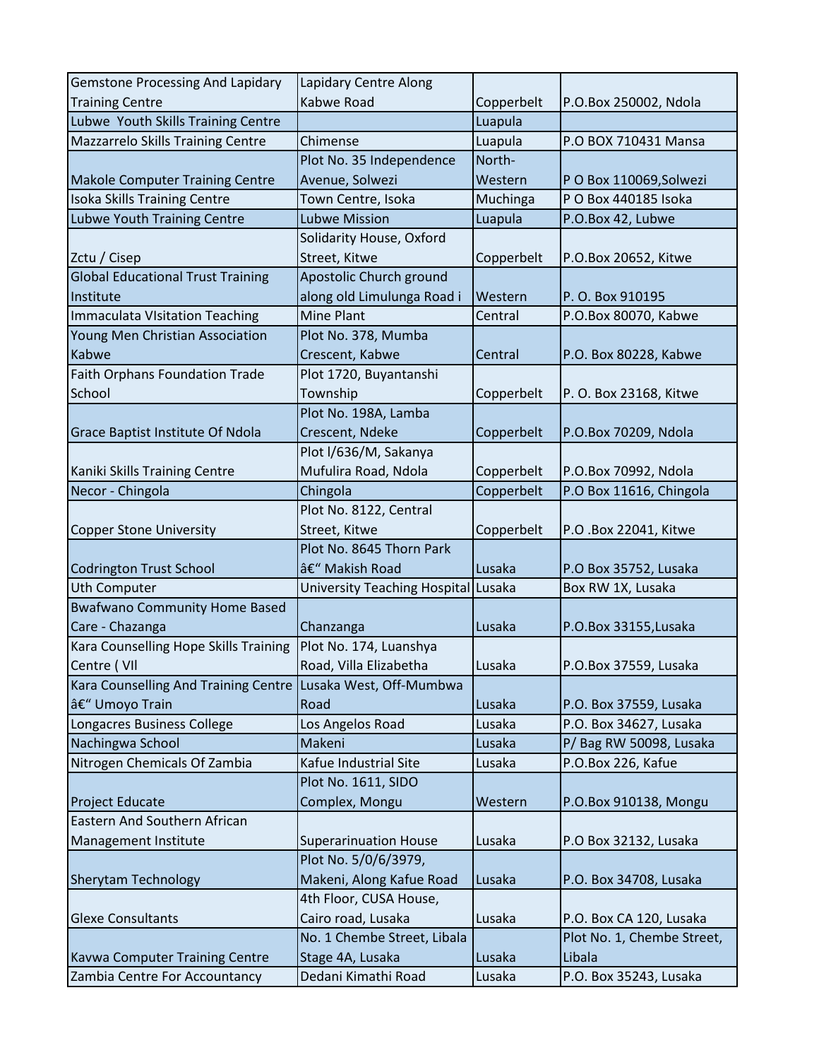| Gemstone Processing And Lapidary Training Centre | Lapidary Centre Along Kabwe Road | Copperbelt | P.O.Box 250002, Ndola |
|---|---|---|---|
| Lubwe  Youth Skills Training Centre | | Luapula | |
| Mazzarrelo Skills Training Centre | Chimense | Luapula | P.O BOX 710431 Mansa |
| Makole Computer Training Centre | Plot No. 35 Independence Avenue, Solwezi | North-Western | P O Box 110069,Solwezi |
| Isoka Skills Training Centre | Town Centre, Isoka | Muchinga | P O Box 440185 Isoka |
| Lubwe Youth Training Centre | Lubwe Mission | Luapula | P.O.Box 42, Lubwe |
| Zctu / Cisep | Solidarity House, Oxford Street, Kitwe | Copperbelt | P.O.Box 20652, Kitwe |
| Global Educational Trust Training Institute | Apostolic Church ground along old Limulunga Road i | Western | P. O. Box 910195 |
| Immaculata VIsitation Teaching | Mine Plant | Central | P.O.Box 80070, Kabwe |
| Young Men Christian Association Kabwe | Plot No. 378, Mumba Crescent, Kabwe | Central | P.O. Box 80228, Kabwe |
| Faith Orphans Foundation Trade School | Plot 1720, Buyantanshi Township | Copperbelt | P. O. Box 23168, Kitwe |
| Grace Baptist Institute Of Ndola | Plot No. 198A, Lamba Crescent, Ndeke | Copperbelt | P.O.Box 70209, Ndola |
| Kaniki Skills Training Centre | Plot l/636/M, Sakanya Mufulira Road, Ndola | Copperbelt | P.O.Box 70992, Ndola |
| Necor - Chingola | Chingola | Copperbelt | P.O Box 11616, Chingola |
| Copper Stone University | Plot No. 8122, Central Street, Kitwe | Copperbelt | P.O .Box 22041, Kitwe |
| Codrington Trust School | Plot No. 8645 Thorn Park â€“ Makish Road | Lusaka | P.O Box 35752, Lusaka |
| Uth Computer | University Teaching Hospital | Lusaka | Box RW 1X, Lusaka |
| Bwafwano Community Home Based Care - Chazanga | Chanzanga | Lusaka | P.O.Box 33155,Lusaka |
| Kara Counselling Hope Skills Training Centre ( VIl | Plot No. 174, Luanshya Road, Villa Elizabetha | Lusaka | P.O.Box 37559, Lusaka |
| Kara Counselling And Training Centre â€“ Umoyo Train | Lusaka West, Off-Mumbwa Road | Lusaka | P.O. Box 37559, Lusaka |
| Longacres Business College | Los Angelos Road | Lusaka | P.O. Box 34627, Lusaka |
| Nachingwa School | Makeni | Lusaka | P/ Bag RW 50098, Lusaka |
| Nitrogen Chemicals Of Zambia | Kafue Industrial Site | Lusaka | P.O.Box 226, Kafue |
| Project Educate | Plot No. 1611, SIDO Complex, Mongu | Western | P.O.Box 910138, Mongu |
| Eastern And Southern African Management Institute | Superarinuation House | Lusaka | P.O Box 32132, Lusaka |
| Sherytam Technology | Plot No. 5/0/6/3979, Makeni, Along Kafue Road | Lusaka | P.O. Box 34708, Lusaka |
| Glexe Consultants | 4th Floor, CUSA House, Cairo road, Lusaka | Lusaka | P.O. Box CA 120, Lusaka |
| Kavwa Computer Training Centre | No. 1 Chembe Street, Libala Stage 4A, Lusaka | Lusaka | Plot No. 1, Chembe Street, Libala |
| Zambia Centre For Accountancy | Dedani Kimathi Road | Lusaka | P.O. Box 35243, Lusaka |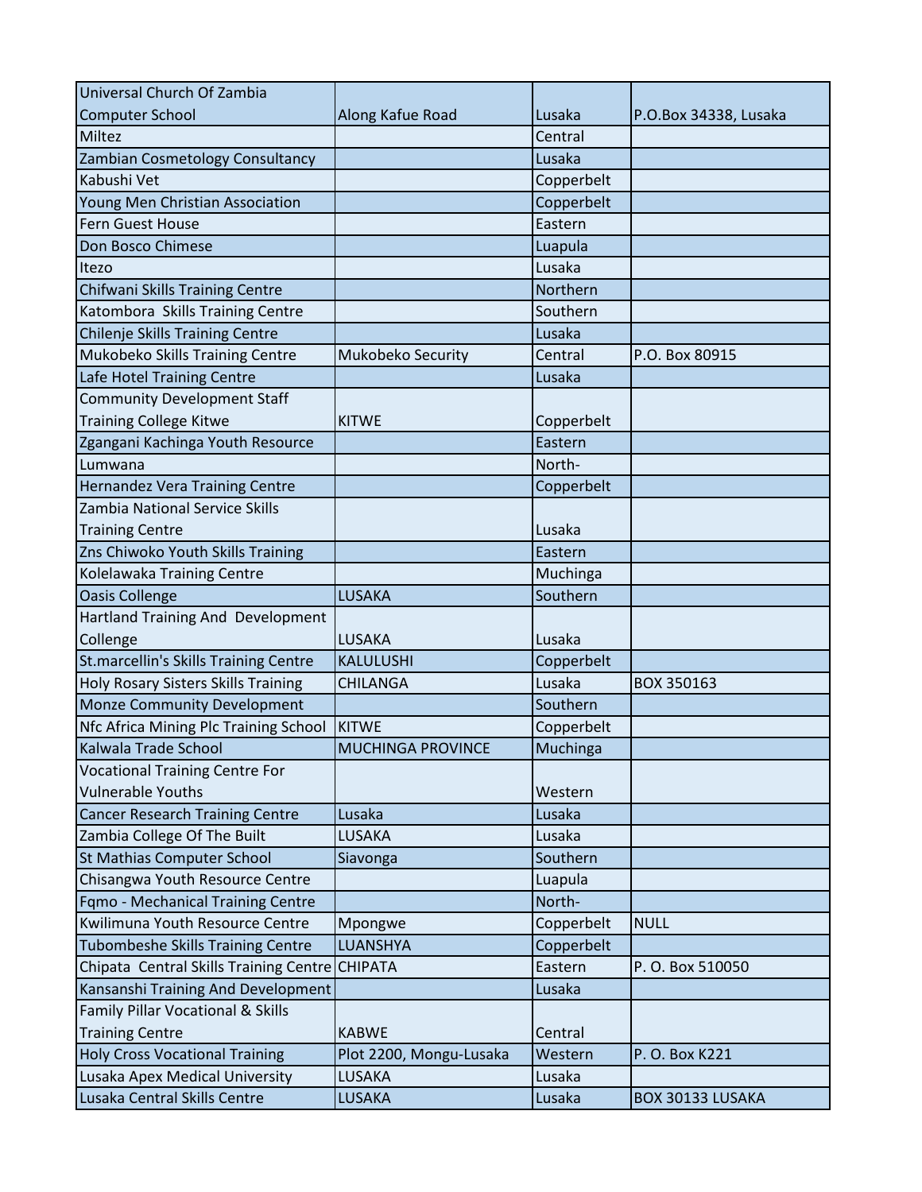| Universal Church Of Zambia Computer School | Along Kafue Road | Lusaka | P.O.Box 34338, Lusaka |
|---|---|---|---|
| Miltez | | Central | |
| Zambian Cosmetology Consultancy | | Lusaka | |
| Kabushi Vet | | Copperbelt | |
| Young Men Christian Association | | Copperbelt | |
| Fern Guest House | | Eastern | |
| Don Bosco Chimese | | Luapula | |
| Itezo | | Lusaka | |
| Chifwani Skills Training Centre | | Northern | |
| Katombora Skills Training Centre | | Southern | |
| Chilenje Skills Training Centre | | Lusaka | |
| Mukobeko Skills Training Centre | Mukobeko Security | Central | P.O. Box 80915 |
| Lafe Hotel Training Centre | | Lusaka | |
| Community Development Staff Training College Kitwe | KITWE | Copperbelt | |
| Zgangani Kachinga Youth Resource | | Eastern | |
| Lumwana | | North- | |
| Hernandez Vera Training Centre | | Copperbelt | |
| Zambia National Service Skills Training Centre | | Lusaka | |
| Zns Chiwoko Youth Skills Training | | Eastern | |
| Kolelawaka Training Centre | | Muchinga | |
| Oasis Collenge | LUSAKA | Southern | |
| Hartland Training And Development Collenge | LUSAKA | Lusaka | |
| St.marcellin's Skills Training Centre | KALULUSHI | Copperbelt | |
| Holy Rosary Sisters Skills Training | CHILANGA | Lusaka | BOX 350163 |
| Monze Community Development | | Southern | |
| Nfc Africa Mining Plc Training School | KITWE | Copperbelt | |
| Kalwala Trade School | MUCHINGA PROVINCE | Muchinga | |
| Vocational Training Centre For Vulnerable Youths | | Western | |
| Cancer Research Training Centre | Lusaka | Lusaka | |
| Zambia College Of The Built | LUSAKA | Lusaka | |
| St Mathias Computer School | Siavonga | Southern | |
| Chisangwa Youth Resource Centre | | Luapula | |
| Fqmo - Mechanical Training Centre | | North- | |
| Kwilimuna Youth Resource Centre | Mpongwe | Copperbelt | NULL |
| Tubombeshe Skills Training Centre | LUANSHYA | Copperbelt | |
| Chipata Central Skills Training Centre | CHIPATA | Eastern | P. O. Box 510050 |
| Kansanshi Training And Development | | Lusaka | |
| Family Pillar Vocational & Skills Training Centre | KABWE | Central | |
| Holy Cross Vocational Training | Plot 2200, Mongu-Lusaka | Western | P. O. Box K221 |
| Lusaka Apex Medical University | LUSAKA | Lusaka | |
| Lusaka Central Skills Centre | LUSAKA | Lusaka | BOX 30133 LUSAKA |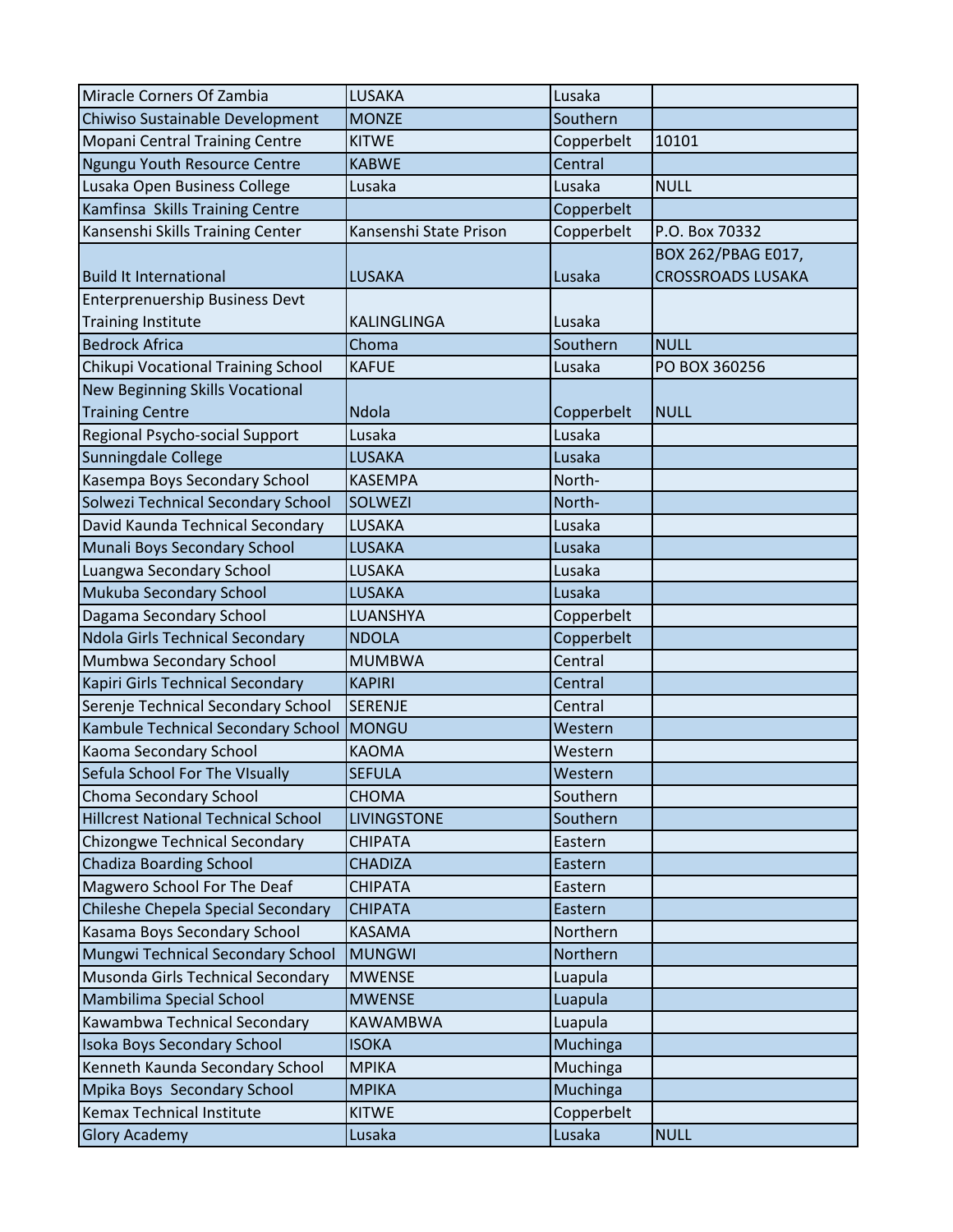| | | | |
|---|---|---|---|
| Miracle Corners Of Zambia | LUSAKA | Lusaka | |
| Chiwiso Sustainable Development | MONZE | Southern | |
| Mopani Central Training Centre | KITWE | Copperbelt | 10101 |
| Ngungu Youth Resource Centre | KABWE | Central | |
| Lusaka Open Business College | Lusaka | Lusaka | NULL |
| Kamfinsa  Skills Training Centre | | Copperbelt | |
| Kansenshi Skills Training Center | Kansenshi State Prison | Copperbelt | P.O. Box 70332 |
| Build It International | LUSAKA | Lusaka | BOX 262/PBAG E017, CROSSROADS LUSAKA |
| Enterprenuership Business Devt Training Institute | KALINGLINGA | Lusaka | |
| Bedrock Africa | Choma | Southern | NULL |
| Chikupi Vocational Training School | KAFUE | Lusaka | PO BOX 360256 |
| New Beginning Skills Vocational Training Centre | Ndola | Copperbelt | NULL |
| Regional Psycho-social Support | Lusaka | Lusaka | |
| Sunningdale College | LUSAKA | Lusaka | |
| Kasempa Boys Secondary School | KASEMPA | North- | |
| Solwezi Technical Secondary School | SOLWEZI | North- | |
| David Kaunda Technical Secondary | LUSAKA | Lusaka | |
| Munali Boys Secondary School | LUSAKA | Lusaka | |
| Luangwa Secondary School | LUSAKA | Lusaka | |
| Mukuba Secondary School | LUSAKA | Lusaka | |
| Dagama Secondary School | LUANSHYA | Copperbelt | |
| Ndola Girls Technical Secondary | NDOLA | Copperbelt | |
| Mumbwa Secondary School | MUMBWA | Central | |
| Kapiri Girls Technical Secondary | KAPIRI | Central | |
| Serenje Technical Secondary School | SERENJE | Central | |
| Kambule Technical Secondary School | MONGU | Western | |
| Kaoma Secondary School | KAOMA | Western | |
| Sefula School For The VIsually | SEFULA | Western | |
| Choma Secondary School | CHOMA | Southern | |
| Hillcrest National Technical School | LIVINGSTONE | Southern | |
| Chizongwe Technical Secondary | CHIPATA | Eastern | |
| Chadiza Boarding School | CHADIZA | Eastern | |
| Magwero School For The Deaf | CHIPATA | Eastern | |
| Chileshe Chepela Special Secondary | CHIPATA | Eastern | |
| Kasama Boys Secondary School | KASAMA | Northern | |
| Mungwi Technical Secondary School | MUNGWI | Northern | |
| Musonda Girls Technical Secondary | MWENSE | Luapula | |
| Mambilima Special School | MWENSE | Luapula | |
| Kawambwa Technical Secondary | KAWAMBWA | Luapula | |
| Isoka Boys Secondary School | ISOKA | Muchinga | |
| Kenneth Kaunda Secondary School | MPIKA | Muchinga | |
| Mpika Boys  Secondary School | MPIKA | Muchinga | |
| Kemax Technical Institute | KITWE | Copperbelt | |
| Glory Academy | Lusaka | Lusaka | NULL |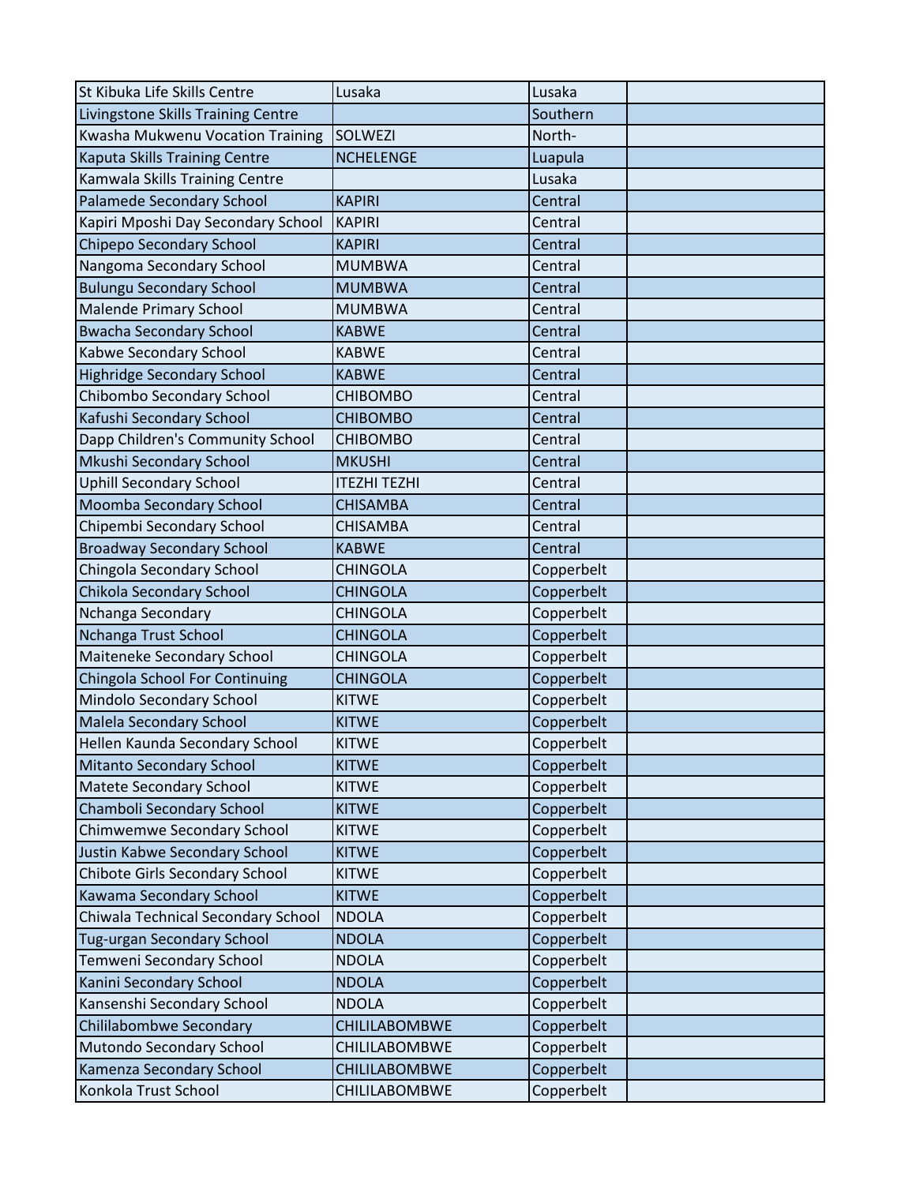| St Kibuka Life Skills Centre | Lusaka | Lusaka | |
|---|---|---|---|
| Livingstone Skills Training Centre | | Southern | |
| Kwasha Mukwenu Vocation Training | SOLWEZI | North- | |
| Kaputa Skills Training Centre | NCHELENGE | Luapula | |
| Kamwala Skills Training Centre | | Lusaka | |
| Palamede Secondary School | KAPIRI | Central | |
| Kapiri Mposhi Day Secondary School | KAPIRI | Central | |
| Chipepo Secondary School | KAPIRI | Central | |
| Nangoma Secondary School | MUMBWA | Central | |
| Bulungu Secondary School | MUMBWA | Central | |
| Malende Primary School | MUMBWA | Central | |
| Bwacha Secondary School | KABWE | Central | |
| Kabwe Secondary School | KABWE | Central | |
| Highridge Secondary School | KABWE | Central | |
| Chibombo Secondary School | CHIBOMBO | Central | |
| Kafushi Secondary School | CHIBOMBO | Central | |
| Dapp Children's Community School | CHIBOMBO | Central | |
| Mkushi Secondary School | MKUSHI | Central | |
| Uphill Secondary School | ITEZHI TEZHI | Central | |
| Moomba Secondary School | CHISAMBA | Central | |
| Chipembi Secondary School | CHISAMBA | Central | |
| Broadway Secondary School | KABWE | Central | |
| Chingola Secondary School | CHINGOLA | Copperbelt | |
| Chikola Secondary School | CHINGOLA | Copperbelt | |
| Nchanga Secondary | CHINGOLA | Copperbelt | |
| Nchanga Trust School | CHINGOLA | Copperbelt | |
| Maiteneke Secondary School | CHINGOLA | Copperbelt | |
| Chingola School For Continuing | CHINGOLA | Copperbelt | |
| Mindolo Secondary School | KITWE | Copperbelt | |
| Malela Secondary School | KITWE | Copperbelt | |
| Hellen Kaunda Secondary School | KITWE | Copperbelt | |
| Mitanto Secondary School | KITWE | Copperbelt | |
| Matete Secondary School | KITWE | Copperbelt | |
| Chamboli Secondary School | KITWE | Copperbelt | |
| Chimwemwe Secondary School | KITWE | Copperbelt | |
| Justin Kabwe Secondary School | KITWE | Copperbelt | |
| Chibote Girls Secondary School | KITWE | Copperbelt | |
| Kawama Secondary School | KITWE | Copperbelt | |
| Chiwala Technical Secondary School | NDOLA | Copperbelt | |
| Tug-urgan Secondary School | NDOLA | Copperbelt | |
| Temweni Secondary School | NDOLA | Copperbelt | |
| Kanini Secondary School | NDOLA | Copperbelt | |
| Kansenshi Secondary School | NDOLA | Copperbelt | |
| Chililabombwe Secondary | CHILILABOMBWE | Copperbelt | |
| Mutondo Secondary School | CHILILABOMBWE | Copperbelt | |
| Kamenza Secondary School | CHILILABOMBWE | Copperbelt | |
| Konkola Trust School | CHILILABOMBWE | Copperbelt | |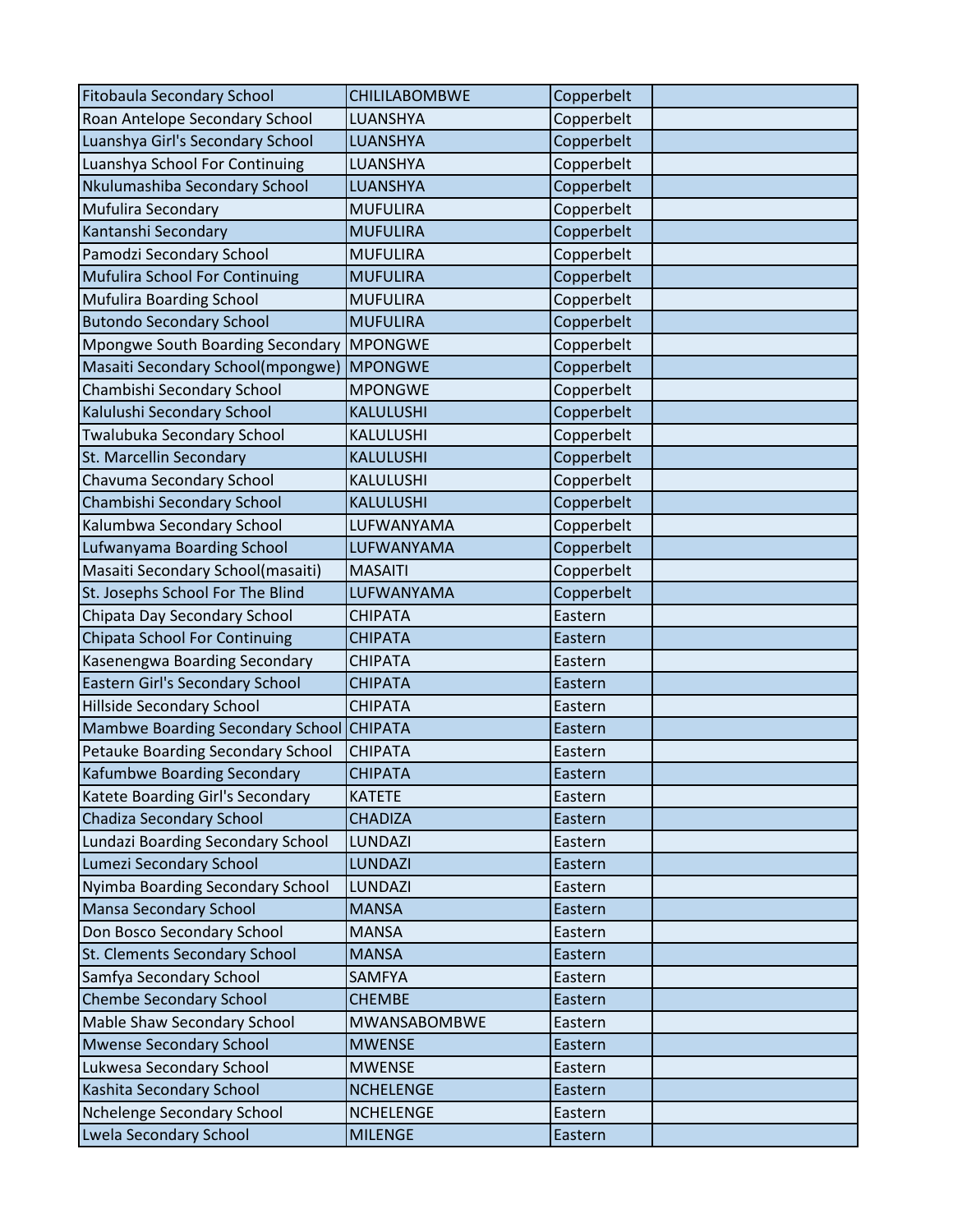| | | | |
|---|---|---|---|
| Fitobaula Secondary School | CHILILABOMBWE | Copperbelt | |
| Roan Antelope Secondary School | LUANSHYA | Copperbelt | |
| Luanshya Girl's Secondary School | LUANSHYA | Copperbelt | |
| Luanshya School For Continuing | LUANSHYA | Copperbelt | |
| Nkulumashiba Secondary School | LUANSHYA | Copperbelt | |
| Mufulira Secondary | MUFULIRA | Copperbelt | |
| Kantanshi Secondary | MUFULIRA | Copperbelt | |
| Pamodzi Secondary School | MUFULIRA | Copperbelt | |
| Mufulira School For Continuing | MUFULIRA | Copperbelt | |
| Mufulira Boarding School | MUFULIRA | Copperbelt | |
| Butondo Secondary School | MUFULIRA | Copperbelt | |
| Mpongwe South Boarding Secondary | MPONGWE | Copperbelt | |
| Masaiti Secondary School(mpongwe) | MPONGWE | Copperbelt | |
| Chambishi Secondary School | MPONGWE | Copperbelt | |
| Kalulushi Secondary School | KALULUSHI | Copperbelt | |
| Twalubuka Secondary School | KALULUSHI | Copperbelt | |
| St. Marcellin Secondary | KALULUSHI | Copperbelt | |
| Chavuma Secondary School | KALULUSHI | Copperbelt | |
| Chambishi Secondary School | KALULUSHI | Copperbelt | |
| Kalumbwa Secondary School | LUFWANYAMA | Copperbelt | |
| Lufwanyama Boarding School | LUFWANYAMA | Copperbelt | |
| Masaiti Secondary School(masaiti) | MASAITI | Copperbelt | |
| St. Josephs School For The Blind | LUFWANYAMA | Copperbelt | |
| Chipata Day Secondary School | CHIPATA | Eastern | |
| Chipata School For Continuing | CHIPATA | Eastern | |
| Kasenengwa Boarding Secondary | CHIPATA | Eastern | |
| Eastern Girl's Secondary School | CHIPATA | Eastern | |
| Hillside Secondary School | CHIPATA | Eastern | |
| Mambwe Boarding Secondary School | CHIPATA | Eastern | |
| Petauke Boarding Secondary School | CHIPATA | Eastern | |
| Kafumbwe Boarding Secondary | CHIPATA | Eastern | |
| Katete Boarding Girl's Secondary | KATETE | Eastern | |
| Chadiza Secondary School | CHADIZA | Eastern | |
| Lundazi Boarding Secondary School | LUNDAZI | Eastern | |
| Lumezi Secondary School | LUNDAZI | Eastern | |
| Nyimba Boarding Secondary School | LUNDAZI | Eastern | |
| Mansa Secondary School | MANSA | Eastern | |
| Don Bosco Secondary School | MANSA | Eastern | |
| St. Clements Secondary School | MANSA | Eastern | |
| Samfya Secondary School | SAMFYA | Eastern | |
| Chembe Secondary School | CHEMBE | Eastern | |
| Mable Shaw Secondary School | MWANSABOMBWE | Eastern | |
| Mwense Secondary School | MWENSE | Eastern | |
| Lukwesa Secondary School | MWENSE | Eastern | |
| Kashita Secondary School | NCHELENGE | Eastern | |
| Nchelenge Secondary School | NCHELENGE | Eastern | |
| Lwela Secondary School | MILENGE | Eastern | |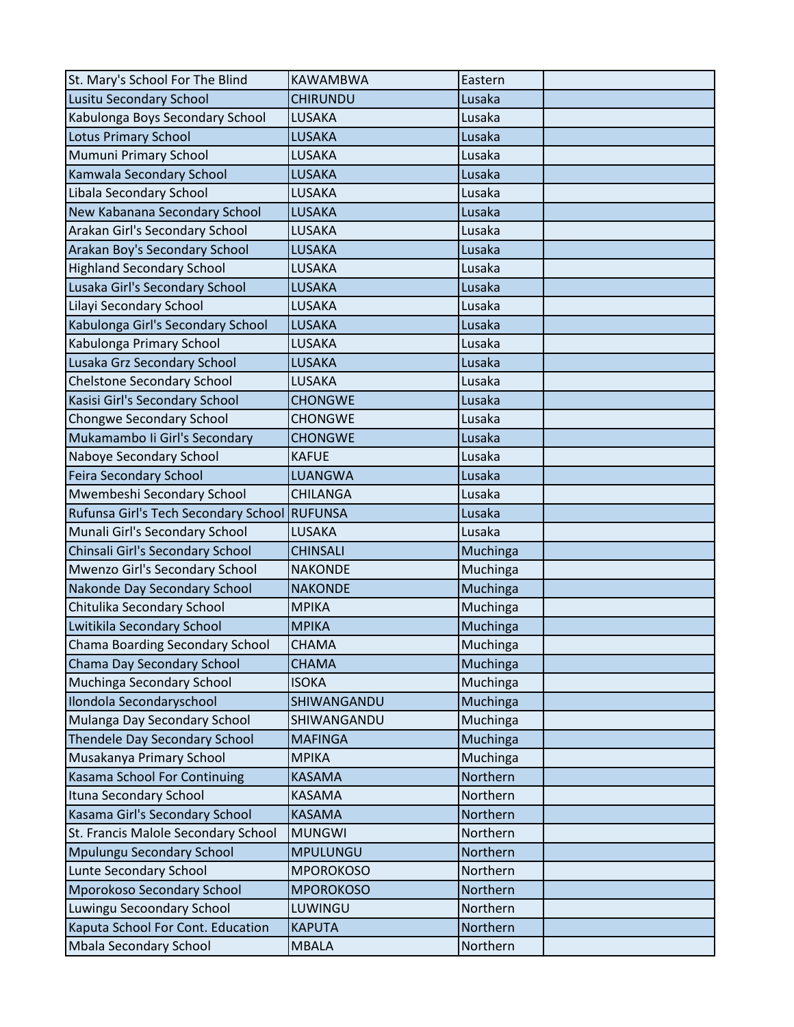| | | | |
|---|---|---|---|
| St. Mary's School For The Blind | KAWAMBWA | Eastern | |
| Lusitu Secondary School | CHIRUNDU | Lusaka | |
| Kabulonga Boys Secondary School | LUSAKA | Lusaka | |
| Lotus Primary School | LUSAKA | Lusaka | |
| Mumuni Primary School | LUSAKA | Lusaka | |
| Kamwala Secondary School | LUSAKA | Lusaka | |
| Libala Secondary School | LUSAKA | Lusaka | |
| New Kabanana Secondary School | LUSAKA | Lusaka | |
| Arakan Girl's Secondary School | LUSAKA | Lusaka | |
| Arakan Boy's Secondary School | LUSAKA | Lusaka | |
| Highland Secondary School | LUSAKA | Lusaka | |
| Lusaka Girl's Secondary School | LUSAKA | Lusaka | |
| Lilayi Secondary School | LUSAKA | Lusaka | |
| Kabulonga Girl's Secondary School | LUSAKA | Lusaka | |
| Kabulonga Primary School | LUSAKA | Lusaka | |
| Lusaka Grz Secondary School | LUSAKA | Lusaka | |
| Chelstone Secondary School | LUSAKA | Lusaka | |
| Kasisi Girl's Secondary School | CHONGWE | Lusaka | |
| Chongwe Secondary School | CHONGWE | Lusaka | |
| Mukamambo Ii Girl's Secondary | CHONGWE | Lusaka | |
| Naboye Secondary School | KAFUE | Lusaka | |
| Feira Secondary School | LUANGWA | Lusaka | |
| Mwembeshi Secondary School | CHILANGA | Lusaka | |
| Rufunsa Girl's Tech Secondary School | RUFUNSA | Lusaka | |
| Munali Girl's Secondary School | LUSAKA | Lusaka | |
| Chinsali Girl's Secondary School | CHINSALI | Muchinga | |
| Mwenzo Girl's Secondary School | NAKONDE | Muchinga | |
| Nakonde Day Secondary School | NAKONDE | Muchinga | |
| Chitulika Secondary School | MPIKA | Muchinga | |
| Lwitikila Secondary School | MPIKA | Muchinga | |
| Chama Boarding Secondary School | CHAMA | Muchinga | |
| Chama Day Secondary School | CHAMA | Muchinga | |
| Muchinga Secondary School | ISOKA | Muchinga | |
| Ilondola Secondaryschool | SHIWANGANDU | Muchinga | |
| Mulanga Day Secondary School | SHIWANGANDU | Muchinga | |
| Thendele Day Secondary School | MAFINGA | Muchinga | |
| Musakanya Primary School | MPIKA | Muchinga | |
| Kasama School For Continuing | KASAMA | Northern | |
| Ituna Secondary School | KASAMA | Northern | |
| Kasama Girl's Secondary School | KASAMA | Northern | |
| St. Francis Malole Secondary School | MUNGWI | Northern | |
| Mpulungu Secondary School | MPULUNGU | Northern | |
| Lunte Secondary School | MPOROKOSO | Northern | |
| Mporokoso Secondary School | MPOROKOSO | Northern | |
| Luwingu Secoondary School | LUWINGU | Northern | |
| Kaputa School For Cont. Education | KAPUTA | Northern | |
| Mbala Secondary School | MBALA | Northern | |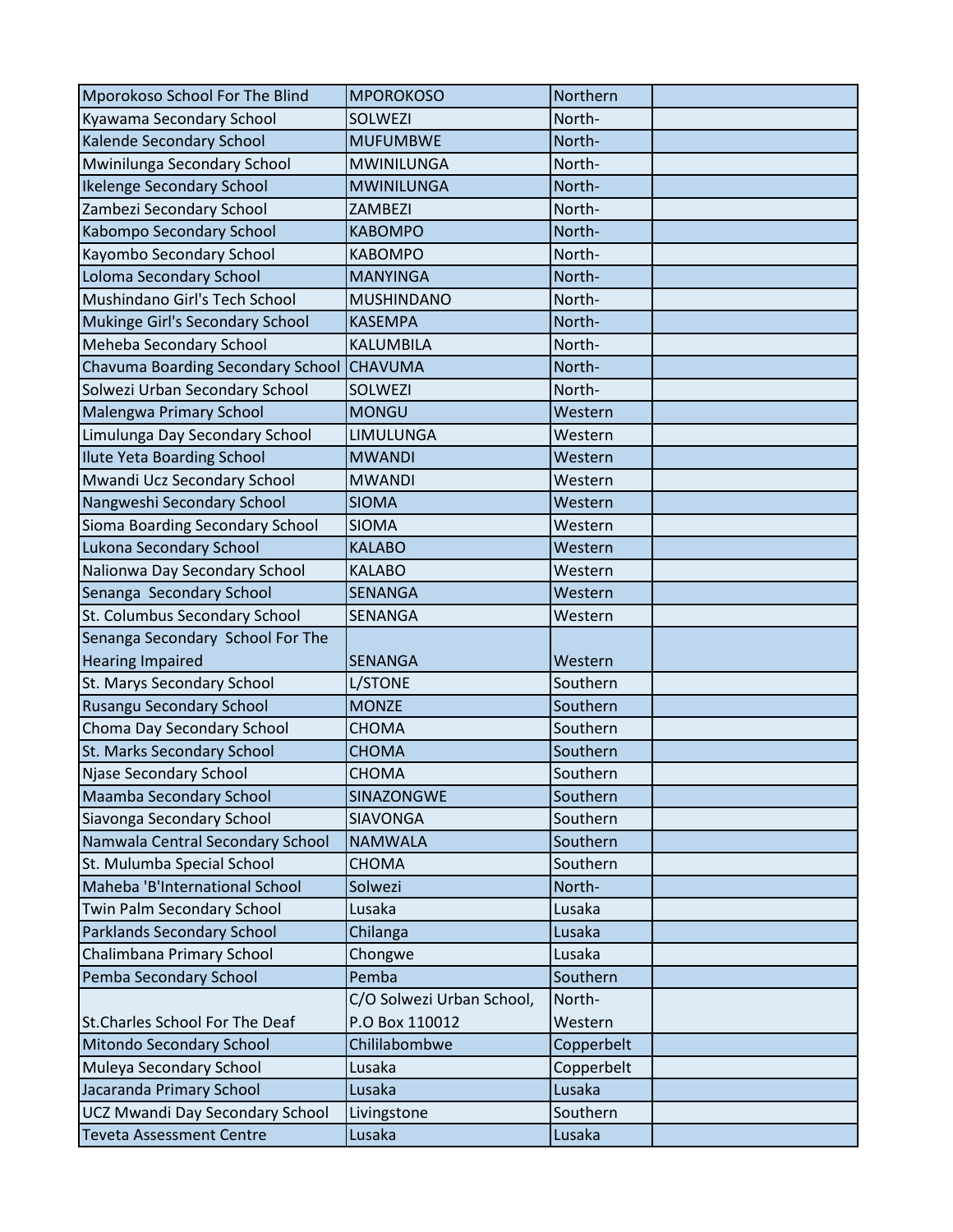| | | | |
|---|---|---|---|
| Mporokoso School For The Blind | MPOROKOSO | Northern | |
| Kyawama Secondary School | SOLWEZI | North- | |
| Kalende Secondary School | MUFUMBWE | North- | |
| Mwinilunga Secondary School | MWINILUNGA | North- | |
| Ikelenge Secondary School | MWINILUNGA | North- | |
| Zambezi Secondary School | ZAMBEZI | North- | |
| Kabompo Secondary School | KABOMPO | North- | |
| Kayombo Secondary School | KABOMPO | North- | |
| Loloma Secondary School | MANYINGA | North- | |
| Mushindano Girl's Tech School | MUSHINDANO | North- | |
| Mukinge Girl's Secondary School | KASEMPA | North- | |
| Meheba Secondary School | KALUMBILA | North- | |
| Chavuma Boarding Secondary School | CHAVUMA | North- | |
| Solwezi Urban Secondary School | SOLWEZI | North- | |
| Malengwa Primary School | MONGU | Western | |
| Limulunga Day Secondary School | LIMULUNGA | Western | |
| Ilute Yeta Boarding School | MWANDI | Western | |
| Mwandi Ucz Secondary School | MWANDI | Western | |
| Nangweshi Secondary School | SIOMA | Western | |
| Sioma Boarding Secondary School | SIOMA | Western | |
| Lukona Secondary School | KALABO | Western | |
| Nalionwa Day Secondary School | KALABO | Western | |
| Senanga Secondary School | SENANGA | Western | |
| St. Columbus Secondary School | SENANGA | Western | |
| Senanga Secondary School For The Hearing Impaired | SENANGA | Western | |
| St. Marys Secondary School | L/STONE | Southern | |
| Rusangu Secondary School | MONZE | Southern | |
| Choma Day Secondary School | CHOMA | Southern | |
| St. Marks Secondary School | CHOMA | Southern | |
| Njase Secondary School | CHOMA | Southern | |
| Maamba Secondary School | SINAZONGWE | Southern | |
| Siavonga Secondary School | SIAVONGA | Southern | |
| Namwala Central Secondary School | NAMWALA | Southern | |
| St. Mulumba Special School | CHOMA | Southern | |
| Maheba 'B'International School | Solwezi | North- | |
| Twin Palm Secondary School | Lusaka | Lusaka | |
| Parklands Secondary School | Chilanga | Lusaka | |
| Chalimbana Primary School | Chongwe | Lusaka | |
| Pemba Secondary School | Pemba | Southern | |
| St.Charles School For The Deaf | C/O Solwezi Urban School, P.O Box 110012 | North-Western | |
| Mitondo Secondary School | Chililabombwe | Copperbelt | |
| Muleya Secondary School | Lusaka | Copperbelt | |
| Jacaranda Primary School | Lusaka | Lusaka | |
| UCZ Mwandi Day Secondary School | Livingstone | Southern | |
| Teveta Assessment Centre | Lusaka | Lusaka | |